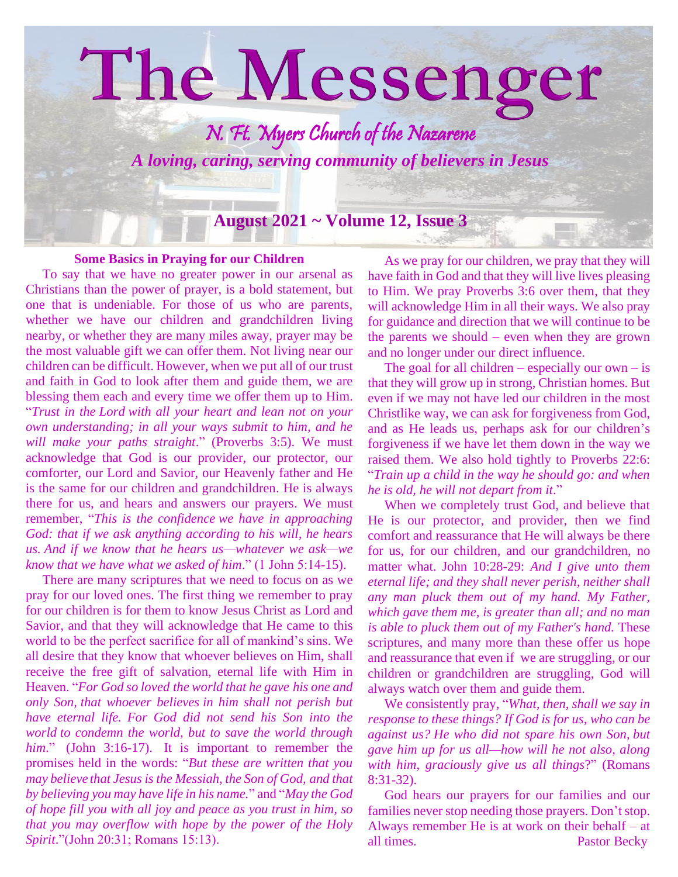# The Messenger

## *N. Ft. Myers Church of the Nazarene*

***A loving, caring, serving community of believers in Jesus***

**August 2021 ~ Volume 12, Issue 3**

### Some Basics in Praying for our Children

To say that we have no greater power in our arsenal as Christians than the power of prayer, is a bold statement, but one that is undeniable. For those of us who are parents, whether we have our children and grandchildren living nearby, or whether they are many miles away, prayer may be the most valuable gift we can offer them. Not living near our children can be difficult. However, when we put all of our trust and faith in God to look after them and guide them, we are blessing them each and every time we offer them up to Him. "*Trust in the Lord with all your heart and lean not on your own understanding; in all your ways submit to him, and he will make your paths straight*." (Proverbs 3:5). We must acknowledge that God is our provider, our protector, our comforter, our Lord and Savior, our Heavenly father and He is the same for our children and grandchildren. He is always there for us, and hears and answers our prayers. We must remember, "*This is the confidence we have in approaching God: that if we ask anything according to his will, he hears us. And if we know that he hears us—whatever we ask—we know that we have what we asked of him*." (1 John 5:14-15).

There are many scriptures that we need to focus on as we pray for our loved ones. The first thing we remember to pray for our children is for them to know Jesus Christ as Lord and Savior, and that they will acknowledge that He came to this world to be the perfect sacrifice for all of mankind's sins. We all desire that they know that whoever believes on Him, shall receive the free gift of salvation, eternal life with Him in Heaven. "*For God so loved the world that he gave his one and only Son, that whoever believes in him shall not perish but have eternal life. For God did not send his Son into the world to condemn the world, but to save the world through him*." (John 3:16-17). It is important to remember the promises held in the words: "*But these are written that you may believe that Jesus is the Messiah, the Son of God, and that by believing you may have life in his name.*" and "*May the God of hope fill you with all joy and peace as you trust in him, so that you may overflow with hope by the power of the Holy Spirit*."(John 20:31; Romans 15:13).

As we pray for our children, we pray that they will have faith in God and that they will live lives pleasing to Him. We pray Proverbs 3:6 over them, that they will acknowledge Him in all their ways. We also pray for guidance and direction that we will continue to be the parents we should – even when they are grown and no longer under our direct influence.

The goal for all children – especially our own – is that they will grow up in strong, Christian homes. But even if we may not have led our children in the most Christlike way, we can ask for forgiveness from God, and as He leads us, perhaps ask for our children's forgiveness if we have let them down in the way we raised them. We also hold tightly to Proverbs 22:6: "*Train up a child in the way he should go: and when he is old, he will not depart from it*."

When we completely trust God, and believe that He is our protector, and provider, then we find comfort and reassurance that He will always be there for us, for our children, and our grandchildren, no matter what. John 10:28-29: *And I give unto them eternal life; and they shall never perish, neither shall any man pluck them out of my hand. My Father, which gave them me, is greater than all; and no man is able to pluck them out of my Father's hand.* These scriptures, and many more than these offer us hope and reassurance that even if we are struggling, or our children or grandchildren are struggling, God will always watch over them and guide them.

We consistently pray, "*What, then, shall we say in response to these things? If God is for us, who can be against us? He who did not spare his own Son, but gave him up for us all—how will he not also, along with him, graciously give us all things*?" (Romans 8:31-32).

God hears our prayers for our families and our families never stop needing those prayers. Don't stop. Always remember He is at work on their behalf – at all times.

Pastor Becky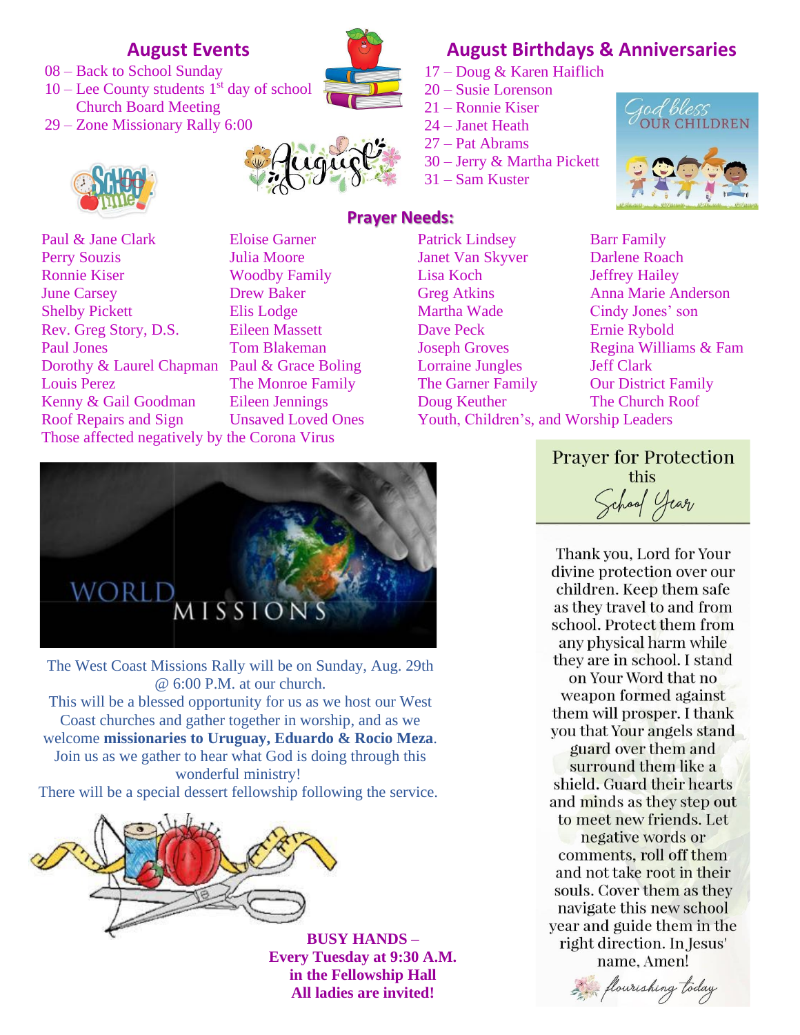## August Events

08 – Back to School Sunday
10 – Lee County students 1st day of school
Church Board Meeting
29 – Zone Missionary Rally 6:00

## August Birthdays & Anniversaries

17 – Doug & Karen Haiflich
20 – Susie Lorenson
21 – Ronnie Kiser
24 – Janet Heath
27 – Pat Abrams
30 – Jerry & Martha Pickett
31 – Sam Kuster

## Prayer Needs:

Paul & Jane Clark
Perry Souzis
Ronnie Kiser
June Carsey
Shelby Pickett
Rev. Greg Story, D.S.
Paul Jones
Dorothy & Laurel Chapman
Louis Perez
Kenny & Gail Goodman
Roof Repairs and Sign
Eloise Garner
Julia Moore
Woodby Family
Drew Baker
Elis Lodge
Eileen Massett
Tom Blakeman
Paul & Grace Boling
The Monroe Family
Eileen Jennings
Unsaved Loved Ones
Patrick Lindsey
Janet Van Skyver
Lisa Koch
Greg Atkins
Martha Wade
Dave Peck
Joseph Groves
Lorraine Jungles
The Garner Family
Doug Keuther
Barr Family
Darlene Roach
Jeffrey Hailey
Anna Marie Anderson
Cindy Jones' son
Ernie Rybold
Regina Williams & Fam
Jeff Clark
Our District Family
The Church Roof
Youth, Children's, and Worship Leaders
Those affected negatively by the Corona Virus

WORLD MISSIONS

The West Coast Missions Rally will be on Sunday, Aug. 29th @ 6:00 P.M. at our church.
This will be a blessed opportunity for us as we host our West Coast churches and gather together in worship, and as we welcome **missionaries to Uruguay, Eduardo & Rocio Meza**. Join us as we gather to hear what God is doing through this wonderful ministry!
There will be a special dessert fellowship following the service.

**BUSY HANDS –**
**Every Tuesday at 9:30 A.M.**
**in the Fellowship Hall**
**All ladies are invited!**

### Prayer for Protection this School Year

Thank you, Lord for Your divine protection over our children. Keep them safe as they travel to and from school. Protect them from any physical harm while they are in school. I stand on Your Word that no weapon formed against them will prosper. I thank you that Your angels stand guard over them and surround them like a shield. Guard their hearts and minds as they step out to meet new friends. Let negative words or comments, roll off them and not take root in their souls. Cover them as they navigate this new school year and guide them in the right direction. In Jesus' name, Amen!

*flourishing today*